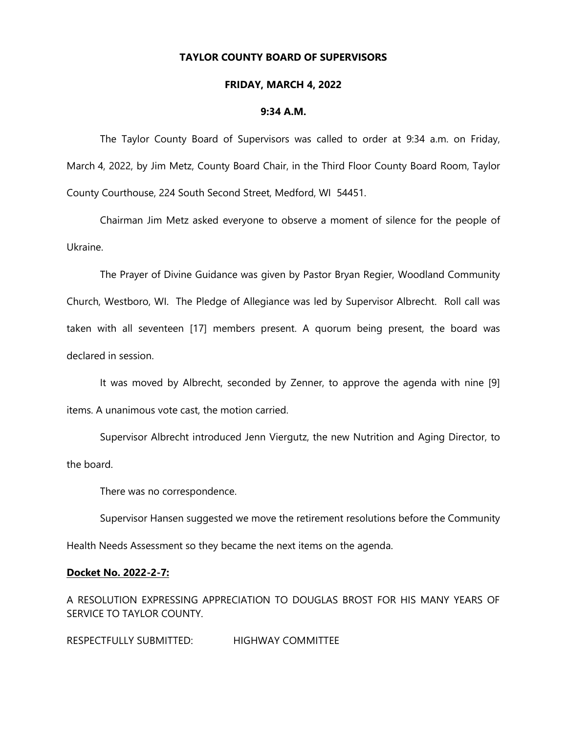# TAYLOR COUNTY BOARD OF SUPERVISORS

## FRIDAY, MARCH 4, 2022

### 9:34 A.M.

The Taylor County Board of Supervisors was called to order at 9:34 a.m. on Friday, March 4, 2022, by Jim Metz, County Board Chair, in the Third Floor County Board Room, Taylor County Courthouse, 224 South Second Street, Medford, WI 54451.

Chairman Jim Metz asked everyone to observe a moment of silence for the people of Ukraine.

The Prayer of Divine Guidance was given by Pastor Bryan Regier, Woodland Community Church, Westboro, WI. The Pledge of Allegiance was led by Supervisor Albrecht. Roll call was taken with all seventeen [17] members present. A quorum being present, the board was declared in session.

It was moved by Albrecht, seconded by Zenner, to approve the agenda with nine [9] items. A unanimous vote cast, the motion carried.

Supervisor Albrecht introduced Jenn Viergutz, the new Nutrition and Aging Director, to the board.

There was no correspondence.

Supervisor Hansen suggested we move the retirement resolutions before the Community Health Needs Assessment so they became the next items on the agenda.

**Docket No. 2022-2-7:**

A RESOLUTION EXPRESSING APPRECIATION TO DOUGLAS BROST FOR HIS MANY YEARS OF SERVICE TO TAYLOR COUNTY.

RESPECTFULLY SUBMITTED: HIGHWAY COMMITTEE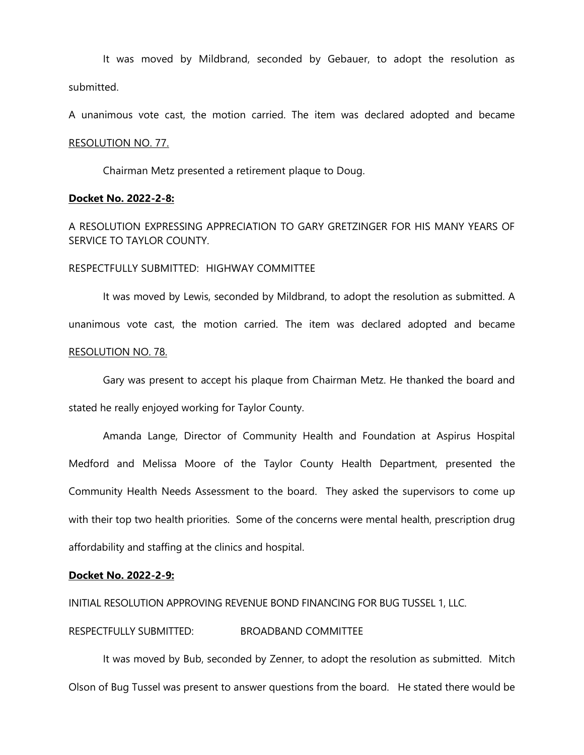It was moved by Mildbrand, seconded by Gebauer, to adopt the resolution as submitted.

A unanimous vote cast, the motion carried. The item was declared adopted and became RESOLUTION NO. 77.

Chairman Metz presented a retirement plaque to Doug.

**Docket No. 2022-2-8:**

A RESOLUTION EXPRESSING APPRECIATION TO GARY GRETZINGER FOR HIS MANY YEARS OF SERVICE TO TAYLOR COUNTY.

RESPECTFULLY SUBMITTED: HIGHWAY COMMITTEE

It was moved by Lewis, seconded by Mildbrand, to adopt the resolution as submitted. A unanimous vote cast, the motion carried. The item was declared adopted and became RESOLUTION NO. 78.

Gary was present to accept his plaque from Chairman Metz. He thanked the board and stated he really enjoyed working for Taylor County.

Amanda Lange, Director of Community Health and Foundation at Aspirus Hospital Medford and Melissa Moore of the Taylor County Health Department, presented the Community Health Needs Assessment to the board. They asked the supervisors to come up with their top two health priorities. Some of the concerns were mental health, prescription drug affordability and staffing at the clinics and hospital.

**Docket No. 2022-2-9:**

INITIAL RESOLUTION APPROVING REVENUE BOND FINANCING FOR BUG TUSSEL 1, LLC.

RESPECTFULLY SUBMITTED: BROADBAND COMMITTEE

It was moved by Bub, seconded by Zenner, to adopt the resolution as submitted. Mitch Olson of Bug Tussel was present to answer questions from the board. He stated there would be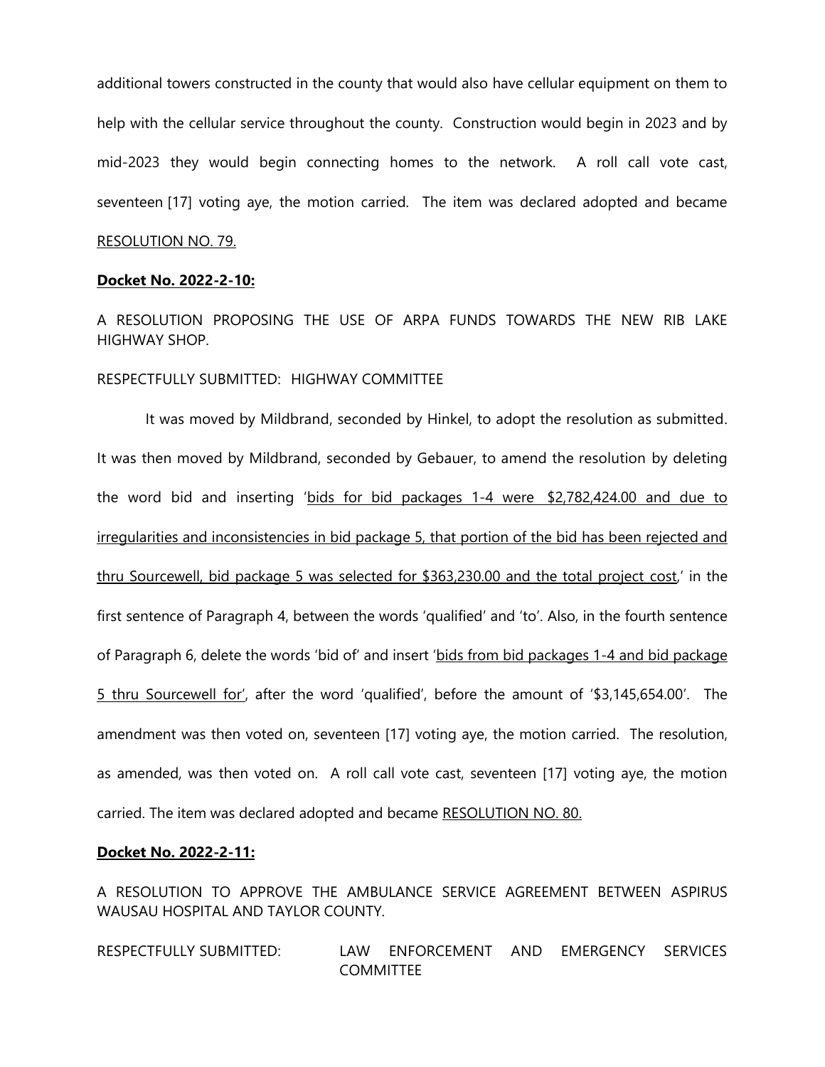additional towers constructed in the county that would also have cellular equipment on them to help with the cellular service throughout the county. Construction would begin in 2023 and by mid-2023 they would begin connecting homes to the network. A roll call vote cast, seventeen [17] voting aye, the motion carried. The item was declared adopted and became RESOLUTION NO. 79.

**Docket No. 2022-2-10:**

A RESOLUTION PROPOSING THE USE OF ARPA FUNDS TOWARDS THE NEW RIB LAKE HIGHWAY SHOP.

RESPECTFULLY SUBMITTED: HIGHWAY COMMITTEE

It was moved by Mildbrand, seconded by Hinkel, to adopt the resolution as submitted. It was then moved by Mildbrand, seconded by Gebauer, to amend the resolution by deleting the word bid and inserting 'bids for bid packages 1-4 were $2,782,424.00 and due to irregularities and inconsistencies in bid package 5, that portion of the bid has been rejected and thru Sourcewell, bid package 5 was selected for $363,230.00 and the total project cost,' in the first sentence of Paragraph 4, between the words 'qualified' and 'to'. Also, in the fourth sentence of Paragraph 6, delete the words 'bid of' and insert 'bids from bid packages 1-4 and bid package 5 thru Sourcewell for', after the word 'qualified', before the amount of '$3,145,654.00'. The amendment was then voted on, seventeen [17] voting aye, the motion carried. The resolution, as amended, was then voted on. A roll call vote cast, seventeen [17] voting aye, the motion carried. The item was declared adopted and became RESOLUTION NO. 80.

**Docket No. 2022-2-11:**

A RESOLUTION TO APPROVE THE AMBULANCE SERVICE AGREEMENT BETWEEN ASPIRUS WAUSAU HOSPITAL AND TAYLOR COUNTY.

RESPECTFULLY SUBMITTED: LAW ENFORCEMENT AND EMERGENCY SERVICES COMMITTEE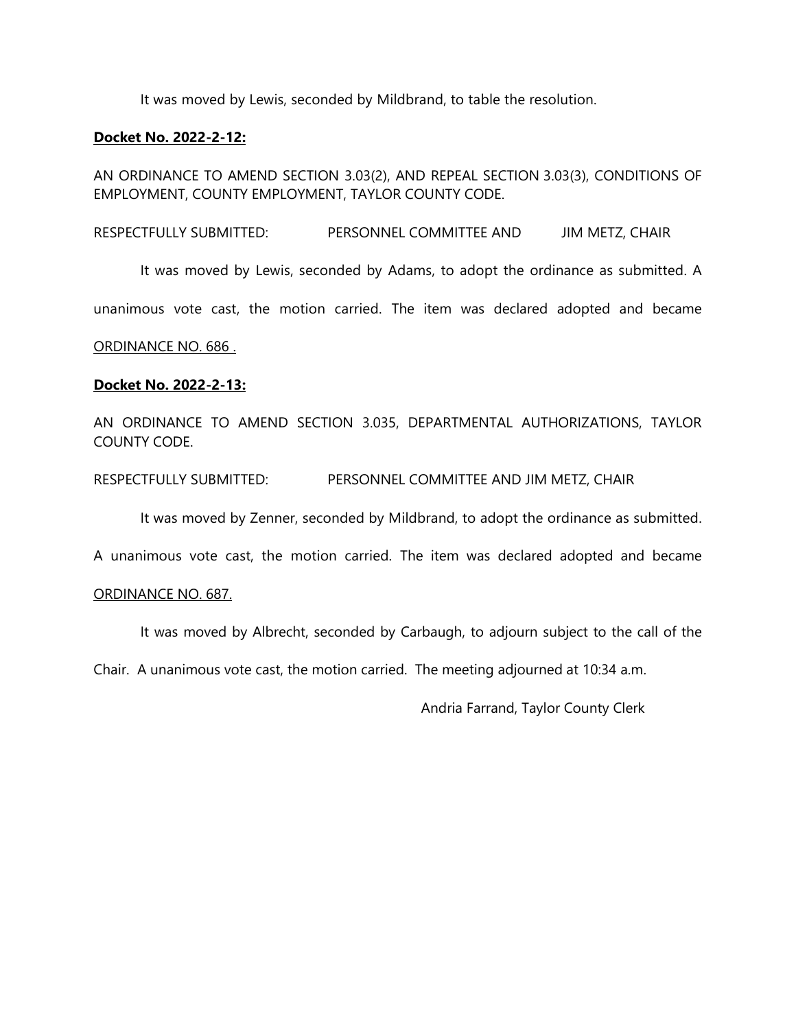It was moved by Lewis, seconded by Mildbrand, to table the resolution.

**Docket No. 2022-2-12:**

AN ORDINANCE TO AMEND SECTION 3.03(2), AND REPEAL SECTION 3.03(3), CONDITIONS OF EMPLOYMENT, COUNTY EMPLOYMENT, TAYLOR COUNTY CODE.

RESPECTFULLY SUBMITTED: PERSONNEL COMMITTEE AND JIM METZ, CHAIR

It was moved by Lewis, seconded by Adams, to adopt the ordinance as submitted. A unanimous vote cast, the motion carried. The item was declared adopted and became ORDINANCE NO. 686 .

**Docket No. 2022-2-13:**

AN ORDINANCE TO AMEND SECTION 3.035, DEPARTMENTAL AUTHORIZATIONS, TAYLOR COUNTY CODE.

RESPECTFULLY SUBMITTED: PERSONNEL COMMITTEE AND JIM METZ, CHAIR

It was moved by Zenner, seconded by Mildbrand, to adopt the ordinance as submitted. A unanimous vote cast, the motion carried. The item was declared adopted and became ORDINANCE NO. 687.

It was moved by Albrecht, seconded by Carbaugh, to adjourn subject to the call of the Chair. A unanimous vote cast, the motion carried. The meeting adjourned at 10:34 a.m.

Andria Farrand, Taylor County Clerk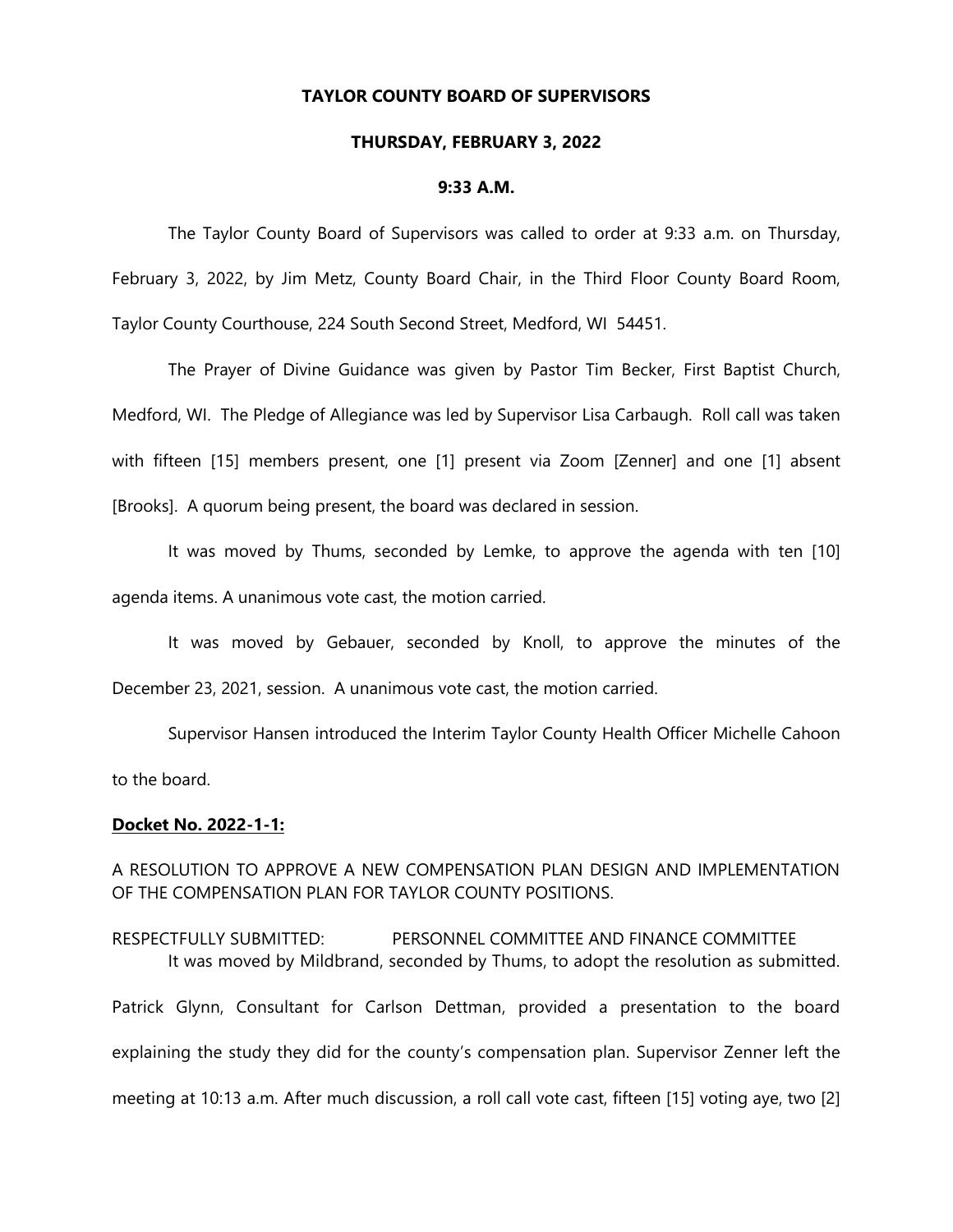**TAYLOR COUNTY BOARD OF SUPERVISORS**

**THURSDAY, FEBRUARY 3, 2022**

**9:33 A.M.**

The Taylor County Board of Supervisors was called to order at 9:33 a.m. on Thursday, February 3, 2022, by Jim Metz, County Board Chair, in the Third Floor County Board Room, Taylor County Courthouse, 224 South Second Street, Medford, WI 54451.

The Prayer of Divine Guidance was given by Pastor Tim Becker, First Baptist Church, Medford, WI. The Pledge of Allegiance was led by Supervisor Lisa Carbaugh. Roll call was taken with fifteen [15] members present, one [1] present via Zoom [Zenner] and one [1] absent [Brooks]. A quorum being present, the board was declared in session.

It was moved by Thums, seconded by Lemke, to approve the agenda with ten [10] agenda items. A unanimous vote cast, the motion carried.

It was moved by Gebauer, seconded by Knoll, to approve the minutes of the December 23, 2021, session. A unanimous vote cast, the motion carried.

Supervisor Hansen introduced the Interim Taylor County Health Officer Michelle Cahoon to the board.

**Docket No. 2022-1-1:**

A RESOLUTION TO APPROVE A NEW COMPENSATION PLAN DESIGN AND IMPLEMENTATION OF THE COMPENSATION PLAN FOR TAYLOR COUNTY POSITIONS.

RESPECTFULLY SUBMITTED: PERSONNEL COMMITTEE AND FINANCE COMMITTEE

It was moved by Mildbrand, seconded by Thums, to adopt the resolution as submitted. Patrick Glynn, Consultant for Carlson Dettman, provided a presentation to the board explaining the study they did for the county's compensation plan. Supervisor Zenner left the meeting at 10:13 a.m. After much discussion, a roll call vote cast, fifteen [15] voting aye, two [2]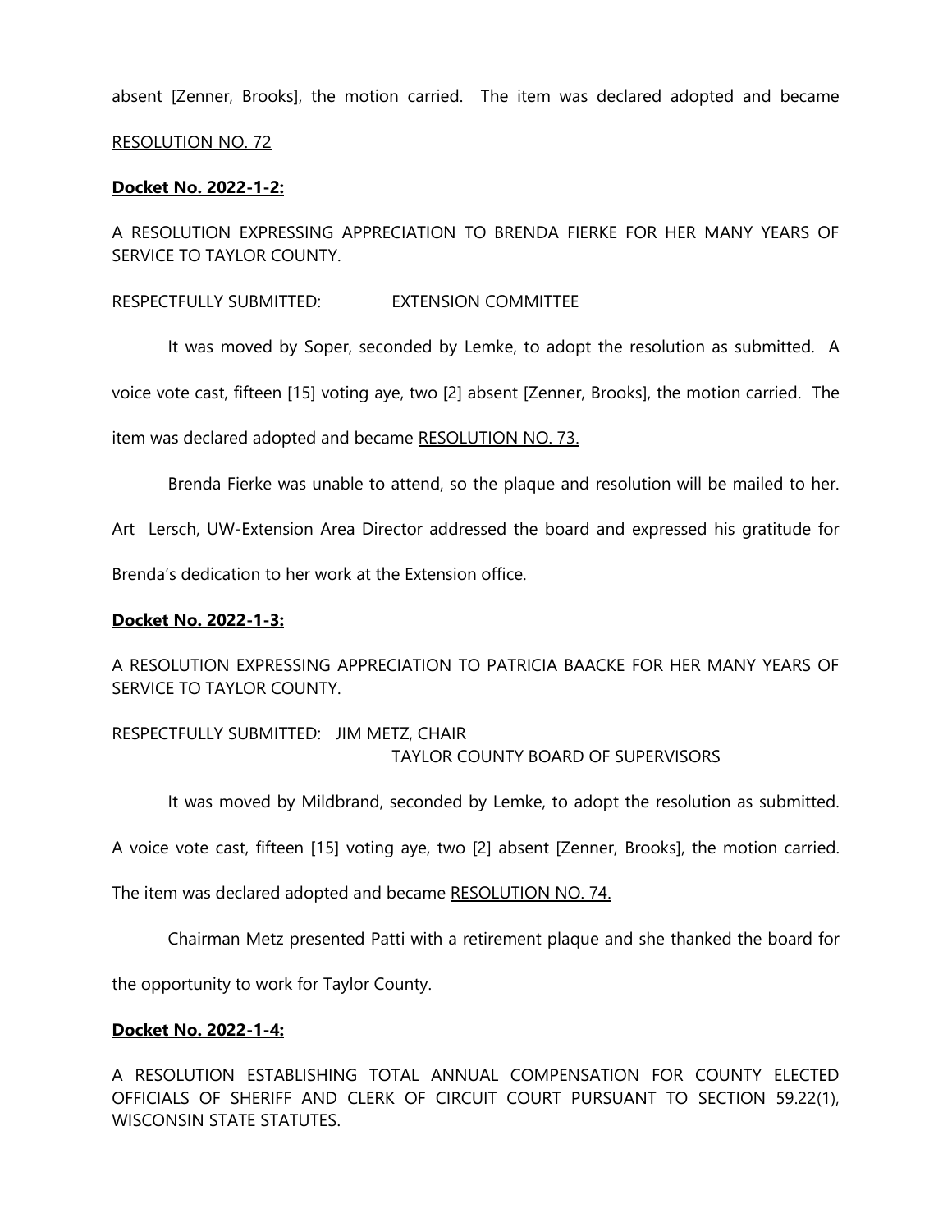absent [Zenner, Brooks], the motion carried. The item was declared adopted and became

RESOLUTION NO. 72

**Docket No. 2022-1-2:**

A RESOLUTION EXPRESSING APPRECIATION TO BRENDA FIERKE FOR HER MANY YEARS OF SERVICE TO TAYLOR COUNTY.

RESPECTFULLY SUBMITTED: EXTENSION COMMITTEE

It was moved by Soper, seconded by Lemke, to adopt the resolution as submitted. A voice vote cast, fifteen [15] voting aye, two [2] absent [Zenner, Brooks], the motion carried. The item was declared adopted and became RESOLUTION NO. 73.

Brenda Fierke was unable to attend, so the plaque and resolution will be mailed to her. Art Lersch, UW-Extension Area Director addressed the board and expressed his gratitude for Brenda's dedication to her work at the Extension office.

**Docket No. 2022-1-3:**

A RESOLUTION EXPRESSING APPRECIATION TO PATRICIA BAACKE FOR HER MANY YEARS OF SERVICE TO TAYLOR COUNTY.

RESPECTFULLY SUBMITTED: JIM METZ, CHAIR
TAYLOR COUNTY BOARD OF SUPERVISORS

It was moved by Mildbrand, seconded by Lemke, to adopt the resolution as submitted. A voice vote cast, fifteen [15] voting aye, two [2] absent [Zenner, Brooks], the motion carried. The item was declared adopted and became RESOLUTION NO. 74.

Chairman Metz presented Patti with a retirement plaque and she thanked the board for the opportunity to work for Taylor County.

**Docket No. 2022-1-4:**

A RESOLUTION ESTABLISHING TOTAL ANNUAL COMPENSATION FOR COUNTY ELECTED OFFICIALS OF SHERIFF AND CLERK OF CIRCUIT COURT PURSUANT TO SECTION 59.22(1), WISCONSIN STATE STATUTES.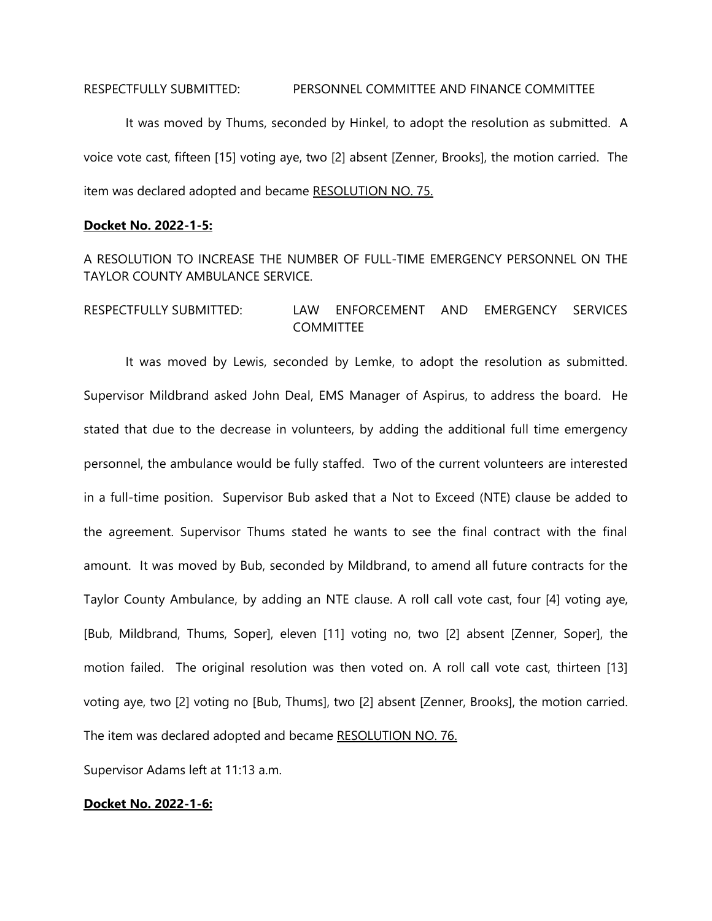RESPECTFULLY SUBMITTED: PERSONNEL COMMITTEE AND FINANCE COMMITTEE

It was moved by Thums, seconded by Hinkel, to adopt the resolution as submitted. A voice vote cast, fifteen [15] voting aye, two [2] absent [Zenner, Brooks], the motion carried. The item was declared adopted and became RESOLUTION NO. 75.

**Docket No. 2022-1-5:**

A RESOLUTION TO INCREASE THE NUMBER OF FULL-TIME EMERGENCY PERSONNEL ON THE TAYLOR COUNTY AMBULANCE SERVICE.

RESPECTFULLY SUBMITTED: LAW ENFORCEMENT AND EMERGENCY SERVICES COMMITTEE

It was moved by Lewis, seconded by Lemke, to adopt the resolution as submitted. Supervisor Mildbrand asked John Deal, EMS Manager of Aspirus, to address the board. He stated that due to the decrease in volunteers, by adding the additional full time emergency personnel, the ambulance would be fully staffed. Two of the current volunteers are interested in a full-time position. Supervisor Bub asked that a Not to Exceed (NTE) clause be added to the agreement. Supervisor Thums stated he wants to see the final contract with the final amount. It was moved by Bub, seconded by Mildbrand, to amend all future contracts for the Taylor County Ambulance, by adding an NTE clause. A roll call vote cast, four [4] voting aye, [Bub, Mildbrand, Thums, Soper], eleven [11] voting no, two [2] absent [Zenner, Soper], the motion failed. The original resolution was then voted on. A roll call vote cast, thirteen [13] voting aye, two [2] voting no [Bub, Thums], two [2] absent [Zenner, Brooks], the motion carried. The item was declared adopted and became RESOLUTION NO. 76.

Supervisor Adams left at 11:13 a.m.

**Docket No. 2022-1-6:**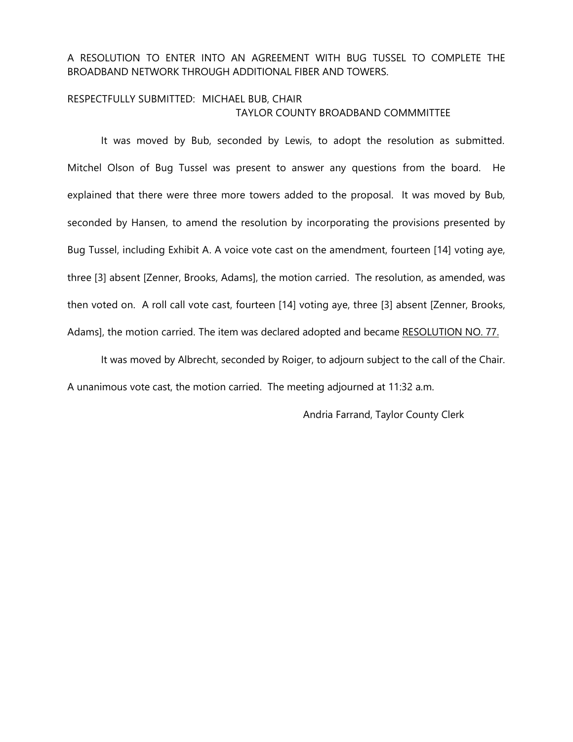A RESOLUTION TO ENTER INTO AN AGREEMENT WITH BUG TUSSEL TO COMPLETE THE BROADBAND NETWORK THROUGH ADDITIONAL FIBER AND TOWERS.

RESPECTFULLY SUBMITTED: MICHAEL BUB, CHAIR
TAYLOR COUNTY BROADBAND COMMMITTEE

It was moved by Bub, seconded by Lewis, to adopt the resolution as submitted. Mitchel Olson of Bug Tussel was present to answer any questions from the board. He explained that there were three more towers added to the proposal. It was moved by Bub, seconded by Hansen, to amend the resolution by incorporating the provisions presented by Bug Tussel, including Exhibit A. A voice vote cast on the amendment, fourteen [14] voting aye, three [3] absent [Zenner, Brooks, Adams], the motion carried. The resolution, as amended, was then voted on. A roll call vote cast, fourteen [14] voting aye, three [3] absent [Zenner, Brooks, Adams], the motion carried. The item was declared adopted and became RESOLUTION NO. 77.

It was moved by Albrecht, seconded by Roiger, to adjourn subject to the call of the Chair. A unanimous vote cast, the motion carried. The meeting adjourned at 11:32 a.m.

Andria Farrand, Taylor County Clerk